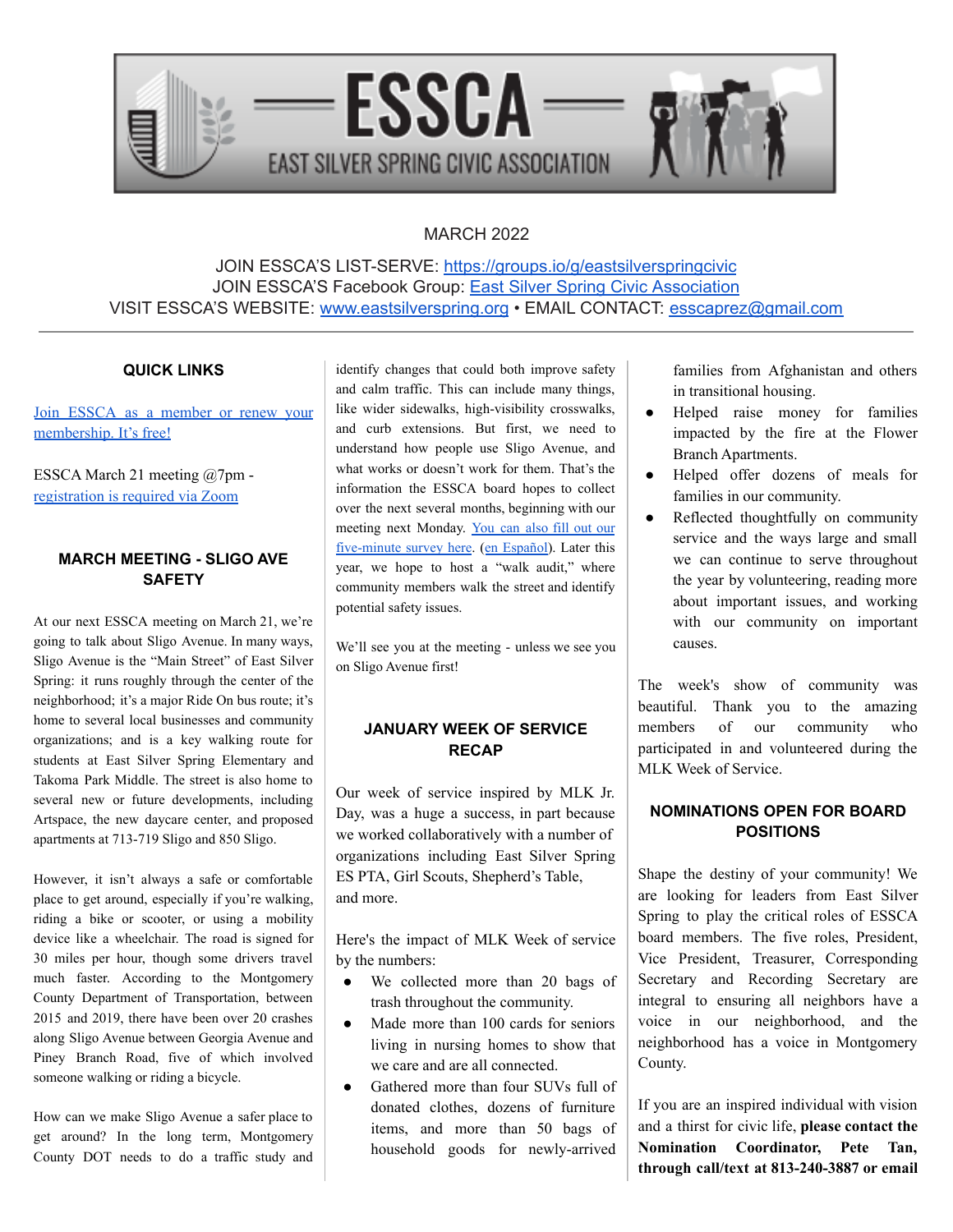# ESSCA — EAST SILVER SPRING CIVIC ASSOCIATION

MARCH 2022

JOIN ESSCA'S LIST-SERVE: https://groups.io/g/eastsilverspringcivic
JOIN ESSCA'S Facebook Group: East Silver Spring Civic Association
VISIT ESSCA'S WEBSITE: www.eastsilverspring.org • EMAIL CONTACT: esscaprez@gmail.com

---

### QUICK LINKS

Join ESSCA as a member or renew your membership. It's free!

ESSCA March 21 meeting @7pm - registration is required via Zoom

### MARCH MEETING - SLIGO AVE SAFETY

At our next ESSCA meeting on March 21, we're going to talk about Sligo Avenue. In many ways, Sligo Avenue is the "Main Street" of East Silver Spring: it runs roughly through the center of the neighborhood; it's a major Ride On bus route; it's home to several local businesses and community organizations; and is a key walking route for students at East Silver Spring Elementary and Takoma Park Middle. The street is also home to several new or future developments, including Artspace, the new daycare center, and proposed apartments at 713-719 Sligo and 850 Sligo.

However, it isn't always a safe or comfortable place to get around, especially if you're walking, riding a bike or scooter, or using a mobility device like a wheelchair. The road is signed for 30 miles per hour, though some drivers travel much faster. According to the Montgomery County Department of Transportation, between 2015 and 2019, there have been over 20 crashes along Sligo Avenue between Georgia Avenue and Piney Branch Road, five of which involved someone walking or riding a bicycle.

How can we make Sligo Avenue a safer place to get around? In the long term, Montgomery County DOT needs to do a traffic study and identify changes that could both improve safety and calm traffic. This can include many things, like wider sidewalks, high-visibility crosswalks, and curb extensions. But first, we need to understand how people use Sligo Avenue, and what works or doesn't work for them. That's the information the ESSCA board hopes to collect over the next several months, beginning with our meeting next Monday. You can also fill out our five-minute survey here. (en Español). Later this year, we hope to host a "walk audit," where community members walk the street and identify potential safety issues.

We'll see you at the meeting - unless we see you on Sligo Avenue first!

### JANUARY WEEK OF SERVICE RECAP

Our week of service inspired by MLK Jr. Day, was a huge a success, in part because we worked collaboratively with a number of organizations including East Silver Spring ES PTA, Girl Scouts, Shepherd's Table, and more.

Here's the impact of MLK Week of service by the numbers:

- We collected more than 20 bags of trash throughout the community.
- Made more than 100 cards for seniors living in nursing homes to show that we care and are all connected.
- Gathered more than four SUVs full of donated clothes, dozens of furniture items, and more than 50 bags of household goods for newly-arrived families from Afghanistan and others in transitional housing.
- Helped raise money for families impacted by the fire at the Flower Branch Apartments.
- Helped offer dozens of meals for families in our community.
- Reflected thoughtfully on community service and the ways large and small we can continue to serve throughout the year by volunteering, reading more about important issues, and working with our community on important causes.

The week's show of community was beautiful. Thank you to the amazing members of our community who participated in and volunteered during the MLK Week of Service.

### NOMINATIONS OPEN FOR BOARD POSITIONS

Shape the destiny of your community! We are looking for leaders from East Silver Spring to play the critical roles of ESSCA board members. The five roles, President, Vice President, Treasurer, Corresponding Secretary and Recording Secretary are integral to ensuring all neighbors have a voice in our neighborhood, and the neighborhood has a voice in Montgomery County.

If you are an inspired individual with vision and a thirst for civic life, **please contact the Nomination Coordinator, Pete Tan, through call/text at 813-240-3887 or email**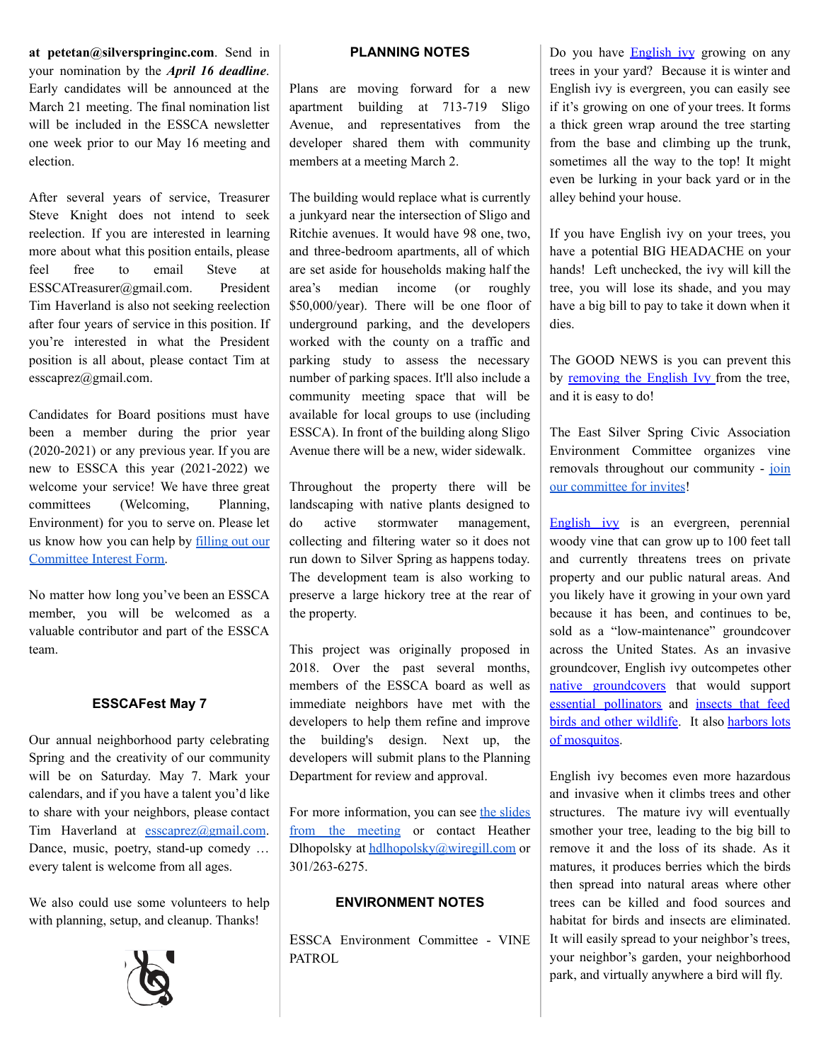**at petetan@silverspringinc.com**. Send in your nomination by the ***April 16 deadline***. Early candidates will be announced at the March 21 meeting. The final nomination list will be included in the ESSCA newsletter one week prior to our May 16 meeting and election.

After several years of service, Treasurer Steve Knight does not intend to seek reelection. If you are interested in learning more about what this position entails, please feel free to email Steve at ESSCATreasurer@gmail.com. President Tim Haverland is also not seeking reelection after four years of service in this position. If you're interested in what the President position is all about, please contact Tim at esscaprez@gmail.com.

Candidates for Board positions must have been a member during the prior year (2020-2021) or any previous year. If you are new to ESSCA this year (2021-2022) we welcome your service! We have three great committees (Welcoming, Planning, Environment) for you to serve on. Please let us know how you can help by filling out our Committee Interest Form.

No matter how long you've been an ESSCA member, you will be welcomed as a valuable contributor and part of the ESSCA team.

### ESSCAFest May 7

Our annual neighborhood party celebrating Spring and the creativity of our community will be on Saturday. May 7. Mark your calendars, and if you have a talent you'd like to share with your neighbors, please contact Tim Haverland at esscaprez@gmail.com. Dance, music, poetry, stand-up comedy … every talent is welcome from all ages.

We also could use some volunteers to help with planning, setup, and cleanup. Thanks!

### PLANNING NOTES

Plans are moving forward for a new apartment building at 713-719 Sligo Avenue, and representatives from the developer shared them with community members at a meeting March 2.

The building would replace what is currently a junkyard near the intersection of Sligo and Ritchie avenues. It would have 98 one, two, and three-bedroom apartments, all of which are set aside for households making half the area's median income (or roughly $50,000/year). There will be one floor of underground parking, and the developers worked with the county on a traffic and parking study to assess the necessary number of parking spaces. It'll also include a community meeting space that will be available for local groups to use (including ESSCA). In front of the building along Sligo Avenue there will be a new, wider sidewalk.

Throughout the property there will be landscaping with native plants designed to do active stormwater management, collecting and filtering water so it does not run down to Silver Spring as happens today. The development team is also working to preserve a large hickory tree at the rear of the property.

This project was originally proposed in 2018. Over the past several months, members of the ESSCA board as well as immediate neighbors have met with the developers to help them refine and improve the building's design. Next up, the developers will submit plans to the Planning Department for review and approval.

For more information, you can see the slides from the meeting or contact Heather Dlhopolsky at hdlhopolsky@wiregill.com or 301/263-6275.

### ENVIRONMENT NOTES

ESSCA Environment Committee - VINE PATROL

Do you have English ivy growing on any trees in your yard? Because it is winter and English ivy is evergreen, you can easily see if it's growing on one of your trees. It forms a thick green wrap around the tree starting from the base and climbing up the trunk, sometimes all the way to the top! It might even be lurking in your back yard or in the alley behind your house.

If you have English ivy on your trees, you have a potential BIG HEADACHE on your hands! Left unchecked, the ivy will kill the tree, you will lose its shade, and you may have a big bill to pay to take it down when it dies.

The GOOD NEWS is you can prevent this by removing the English Ivy from the tree, and it is easy to do!

The East Silver Spring Civic Association Environment Committee organizes vine removals throughout our community - join our committee for invites!

English ivy is an evergreen, perennial woody vine that can grow up to 100 feet tall and currently threatens trees on private property and our public natural areas. And you likely have it growing in your own yard because it has been, and continues to be, sold as a "low-maintenance" groundcover across the United States. As an invasive groundcover, English ivy outcompetes other native groundcovers that would support essential pollinators and insects that feed birds and other wildlife. It also harbors lots of mosquitos.

English ivy becomes even more hazardous and invasive when it climbs trees and other structures. The mature ivy will eventually smother your tree, leading to the big bill to remove it and the loss of its shade. As it matures, it produces berries which the birds then spread into natural areas where other trees can be killed and food sources and habitat for birds and insects are eliminated. It will easily spread to your neighbor's trees, your neighbor's garden, your neighborhood park, and virtually anywhere a bird will fly.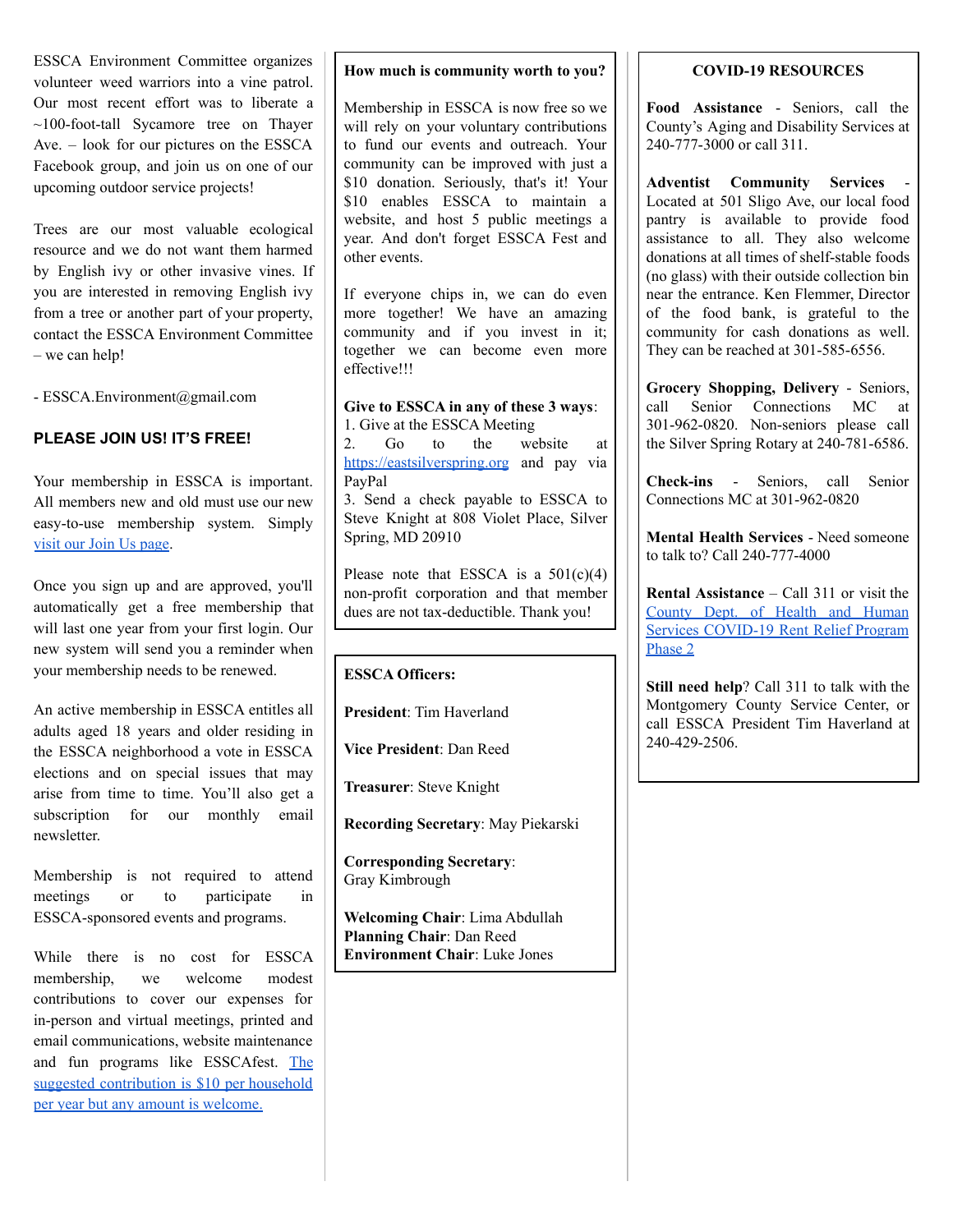ESSCA Environment Committee organizes volunteer weed warriors into a vine patrol. Our most recent effort was to liberate a ~100-foot-tall Sycamore tree on Thayer Ave. – look for our pictures on the ESSCA Facebook group, and join us on one of our upcoming outdoor service projects!

Trees are our most valuable ecological resource and we do not want them harmed by English ivy or other invasive vines. If you are interested in removing English ivy from a tree or another part of your property, contact the ESSCA Environment Committee – we can help!

- ESSCA.Environment@gmail.com

**PLEASE JOIN US! IT'S FREE!**

Your membership in ESSCA is important. All members new and old must use our new easy-to-use membership system. Simply [visit our Join Us page](#).

Once you sign up and are approved, you'll automatically get a free membership that will last one year from your first login. Our new system will send you a reminder when your membership needs to be renewed.

An active membership in ESSCA entitles all adults aged 18 years and older residing in the ESSCA neighborhood a vote in ESSCA elections and on special issues that may arise from time to time. You'll also get a subscription for our monthly email newsletter.

Membership is not required to attend meetings or to participate in ESSCA-sponsored events and programs.

While there is no cost for ESSCA membership, we welcome modest contributions to cover our expenses for in-person and virtual meetings, printed and email communications, website maintenance and fun programs like ESSCAfest. [The suggested contribution is $10 per household per year but any amount is welcome.](#)

**How much is community worth to you?**

Membership in ESSCA is now free so we will rely on your voluntary contributions to fund our events and outreach. Your community can be improved with just a $10 donation. Seriously, that's it! Your $10 enables ESSCA to maintain a website, and host 5 public meetings a year. And don't forget ESSCA Fest and other events.

If everyone chips in, we can do even more together! We have an amazing community and if you invest in it; together we can become even more effective!!!

**Give to ESSCA in any of these 3 ways**:

1. Give at the ESSCA Meeting
2. Go to the website at [https://eastsilverspring.org](https://eastsilverspring.org) and pay via PayPal
3. Send a check payable to ESSCA to Steve Knight at 808 Violet Place, Silver Spring, MD 20910

Please note that ESSCA is a 501(c)(4) non-profit corporation and that member dues are not tax-deductible. Thank you!

**ESSCA Officers:**

**President**: Tim Haverland

**Vice President**: Dan Reed

**Treasurer**: Steve Knight

**Recording Secretary**: May Piekarski

**Corresponding Secretary**: Gray Kimbrough

**Welcoming Chair**: Lima Abdullah
**Planning Chair**: Dan Reed
**Environment Chair**: Luke Jones

**COVID-19 RESOURCES**

**Food Assistance** - Seniors, call the County's Aging and Disability Services at 240-777-3000 or call 311.

**Adventist Community Services** - Located at 501 Sligo Ave, our local food pantry is available to provide food assistance to all. They also welcome donations at all times of shelf-stable foods (no glass) with their outside collection bin near the entrance. Ken Flemmer, Director of the food bank, is grateful to the community for cash donations as well. They can be reached at 301-585-6556.

**Grocery Shopping, Delivery** - Seniors, call Senior Connections MC at 301-962-0820. Non-seniors please call the Silver Spring Rotary at 240-781-6586.

**Check-ins** - Seniors, call Senior Connections MC at 301-962-0820

**Mental Health Services** - Need someone to talk to? Call 240-777-4000

**Rental Assistance** – Call 311 or visit the [County Dept. of Health and Human Services COVID-19 Rent Relief Program Phase 2](#)

**Still need help**? Call 311 to talk with the Montgomery County Service Center, or call ESSCA President Tim Haverland at 240-429-2506.